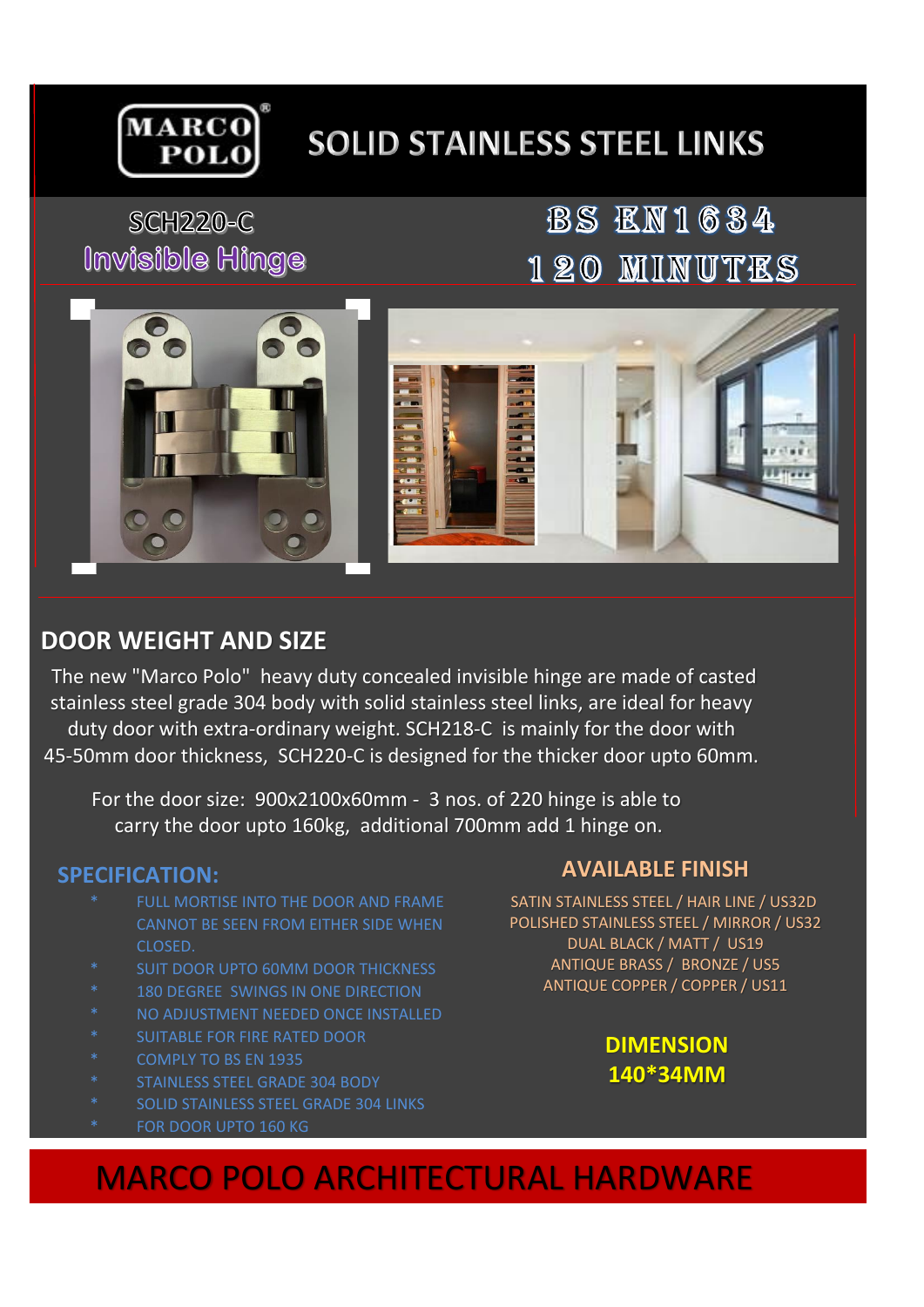MARCO POLO®

# SOLID STAINLESS STEEL LINKS

SCH220-C
Invisible Hinge

BS EN1634
120 MINUTES

## DOOR WEIGHT AND SIZE

The new "Marco Polo" heavy duty concealed invisible hinge are made of casted stainless steel grade 304 body with solid stainless steel links, are ideal for heavy duty door with extra-ordinary weight. SCH218-C is mainly for the door with 45-50mm door thickness, SCH220-C is designed for the thicker door upto 60mm.

For the door size: 900x2100x60mm - 3 nos. of 220 hinge is able to carry the door upto 160kg, additional 700mm add 1 hinge on.

### SPECIFICATION:

* FULL MORTISE INTO THE DOOR AND FRAME CANNOT BE SEEN FROM EITHER SIDE WHEN CLOSED.
* SUIT DOOR UPTO 60MM DOOR THICKNESS
* 180 DEGREE SWINGS IN ONE DIRECTION
* NO ADJUSTMENT NEEDED ONCE INSTALLED
* SUITABLE FOR FIRE RATED DOOR
* COMPLY TO BS EN 1935
* STAINLESS STEEL GRADE 304 BODY
* SOLID STAINLESS STEEL GRADE 304 LINKS
* FOR DOOR UPTO 160 KG

### AVAILABLE FINISH

SATIN STAINLESS STEEL / HAIR LINE / US32D
POLISHED STAINLESS STEEL / MIRROR / US32
DUAL BLACK / MATT / US19
ANTIQUE BRASS / BRONZE / US5
ANTIQUE COPPER / COPPER / US11

### DIMENSION
**140*34MM**

MARCO POLO ARCHITECTURAL HARDWARE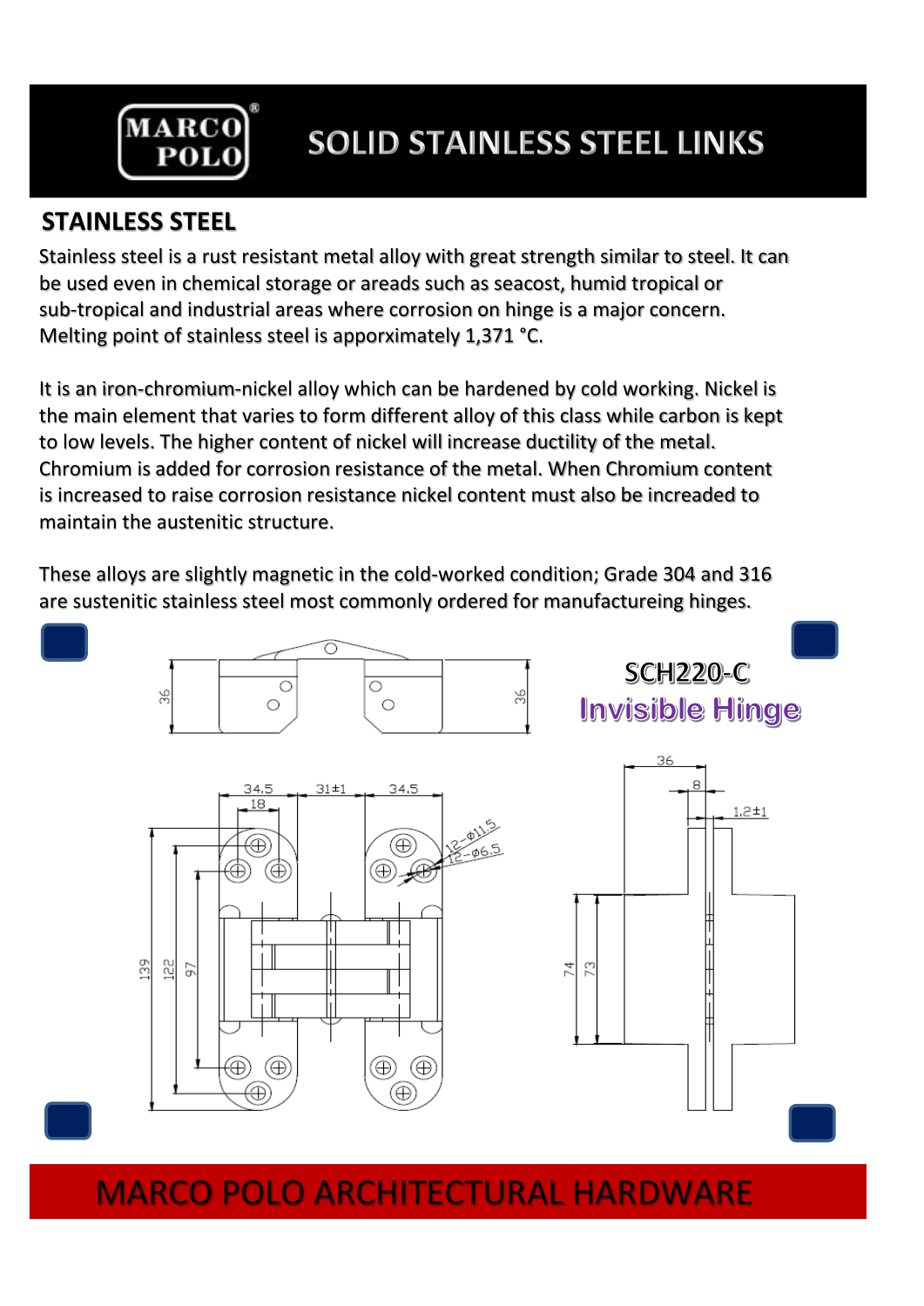# SOLID STAINLESS STEEL LINKS

## STAINLESS STEEL

Stainless steel is a rust resistant metal alloy with great strength similar to steel. It can be used even in chemical storage or areads such as seacost, humid tropical or sub-tropical and industrial areas where corrosion on hinge is a major concern. Melting point of stainless steel is apporximately 1,371 °C.

It is an iron-chromium-nickel alloy which can be hardened by cold working. Nickel is the main element that varies to form different alloy of this class while carbon is kept to low levels. The higher content of nickel will increase ductility of the metal. Chromium is added for corrosion resistance of the metal. When Chromium content is increased to raise corrosion resistance nickel content must also be increaded to maintain the austenitic structure.

These alloys are slightly magnetic in the cold-worked condition; Grade 304 and 316 are sustenitic stainless steel most commonly ordered for manufactureing hinges.

SCH220-C

Invisible Hinge

36
36
34.5
18
31±1
34.5
12-Ø11.5
12-Ø6.5
139
122
97
36
8
1.2±1
74
73

MARCO POLO ARCHITECTURAL HARDWARE